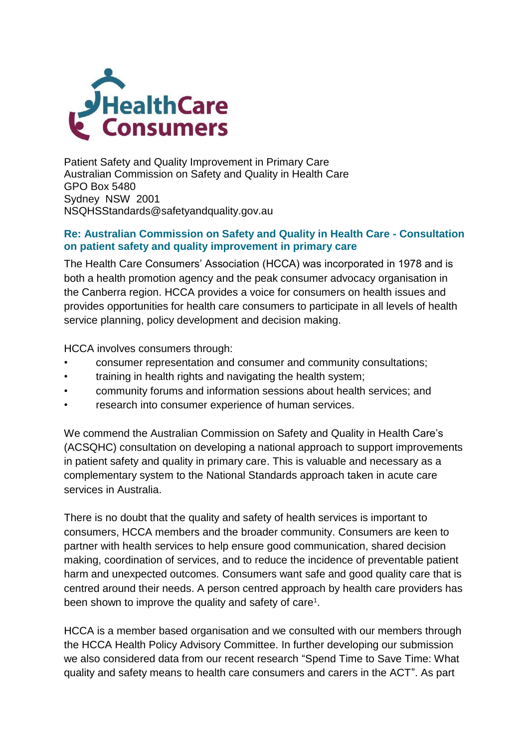Patient Safety and Quality Improvement in Primary Care
Australian Commission on Safety and Quality in Health Care
GPO Box 5480
Sydney NSW 2001
NSQHSStandards@safetyandquality.gov.au

**Re: Australian Commission on Safety and Quality in Health Care - Consultation on patient safety and quality improvement in primary care**

The Health Care Consumers' Association (HCCA) was incorporated in 1978 and is both a health promotion agency and the peak consumer advocacy organisation in the Canberra region. HCCA provides a voice for consumers on health issues and provides opportunities for health care consumers to participate in all levels of health service planning, policy development and decision making.

HCCA involves consumers through:

- consumer representation and consumer and community consultations;
- training in health rights and navigating the health system;
- community forums and information sessions about health services; and
- research into consumer experience of human services.

We commend the Australian Commission on Safety and Quality in Health Care's (ACSQHC) consultation on developing a national approach to support improvements in patient safety and quality in primary care. This is valuable and necessary as a complementary system to the National Standards approach taken in acute care services in Australia.

There is no doubt that the quality and safety of health services is important to consumers, HCCA members and the broader community. Consumers are keen to partner with health services to help ensure good communication, shared decision making, coordination of services, and to reduce the incidence of preventable patient harm and unexpected outcomes. Consumers want safe and good quality care that is centred around their needs. A person centred approach by health care providers has been shown to improve the quality and safety of care[1].

HCCA is a member based organisation and we consulted with our members through the HCCA Health Policy Advisory Committee. In further developing our submission we also considered data from our recent research "Spend Time to Save Time: What quality and safety means to health care consumers and carers in the ACT". As part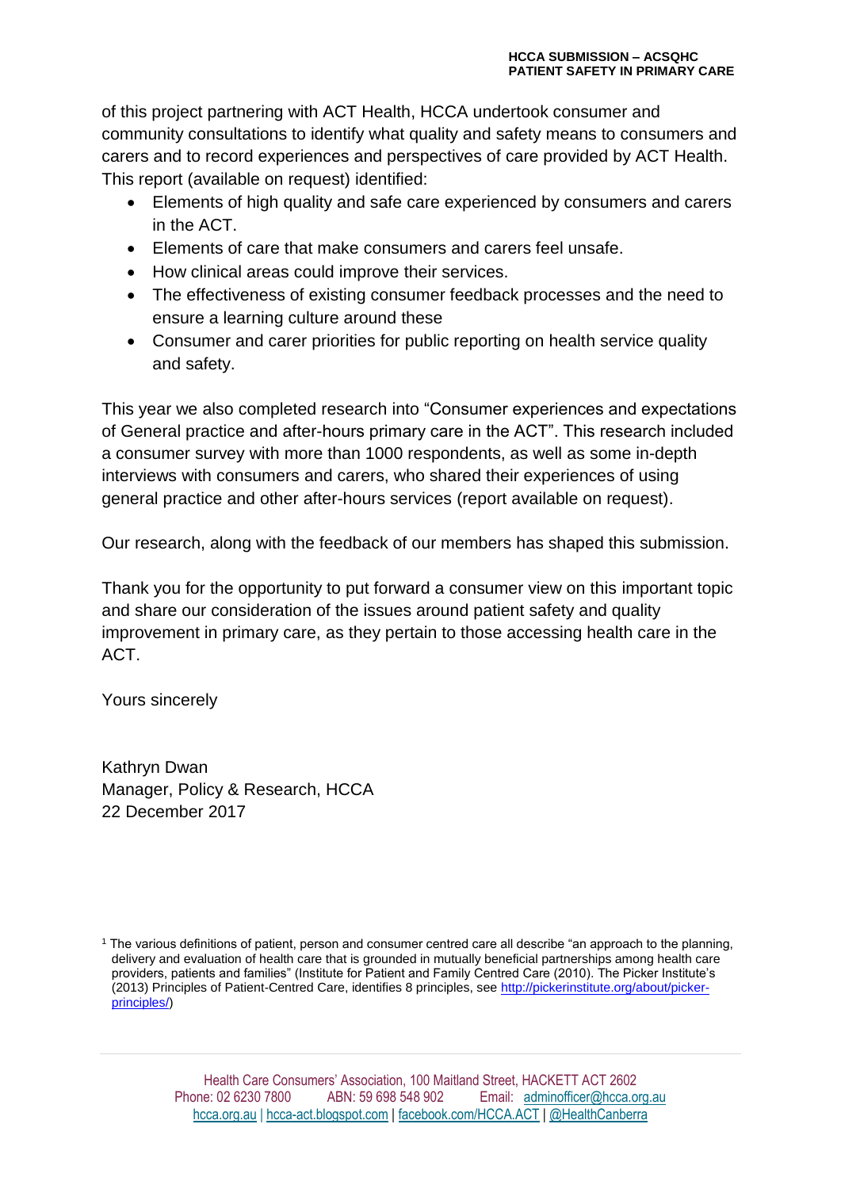of this project partnering with ACT Health, HCCA undertook consumer and community consultations to identify what quality and safety means to consumers and carers and to record experiences and perspectives of care provided by ACT Health. This report (available on request) identified:

- Elements of high quality and safe care experienced by consumers and carers in the ACT.
- Elements of care that make consumers and carers feel unsafe.
- How clinical areas could improve their services.
- The effectiveness of existing consumer feedback processes and the need to ensure a learning culture around these
- Consumer and carer priorities for public reporting on health service quality and safety.

This year we also completed research into "Consumer experiences and expectations of General practice and after-hours primary care in the ACT". This research included a consumer survey with more than 1000 respondents, as well as some in-depth interviews with consumers and carers, who shared their experiences of using general practice and other after-hours services (report available on request).

Our research, along with the feedback of our members has shaped this submission.

Thank you for the opportunity to put forward a consumer view on this important topic and share our consideration of the issues around patient safety and quality improvement in primary care, as they pertain to those accessing health care in the ACT.

Yours sincerely

Kathryn Dwan
Manager, Policy & Research, HCCA
22 December 2017

[1] The various definitions of patient, person and consumer centred care all describe "an approach to the planning, delivery and evaluation of health care that is grounded in mutually beneficial partnerships among health care providers, patients and families" (Institute for Patient and Family Centred Care (2010). The Picker Institute's (2013) Principles of Patient-Centred Care, identifies 8 principles, see http://pickerinstitute.org/about/picker-principles/)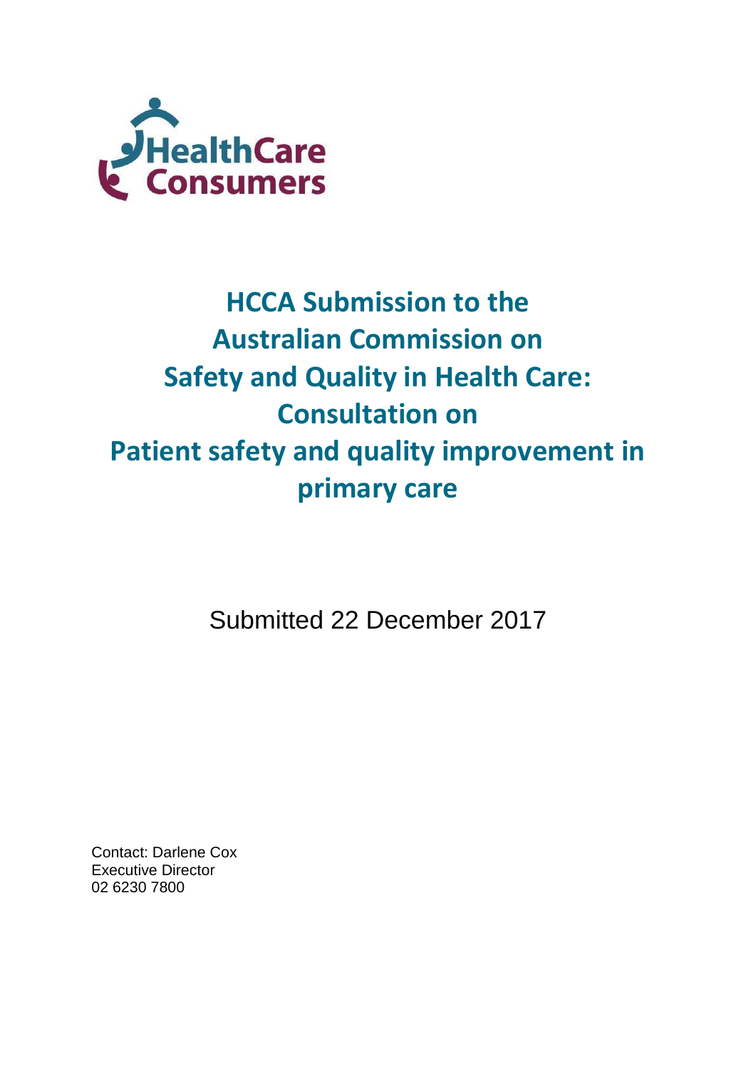# HCCA Submission to the Australian Commission on Safety and Quality in Health Care: Consultation on Patient safety and quality improvement in primary care

Submitted 22 December 2017

Contact: Darlene Cox
Executive Director
02 6230 7800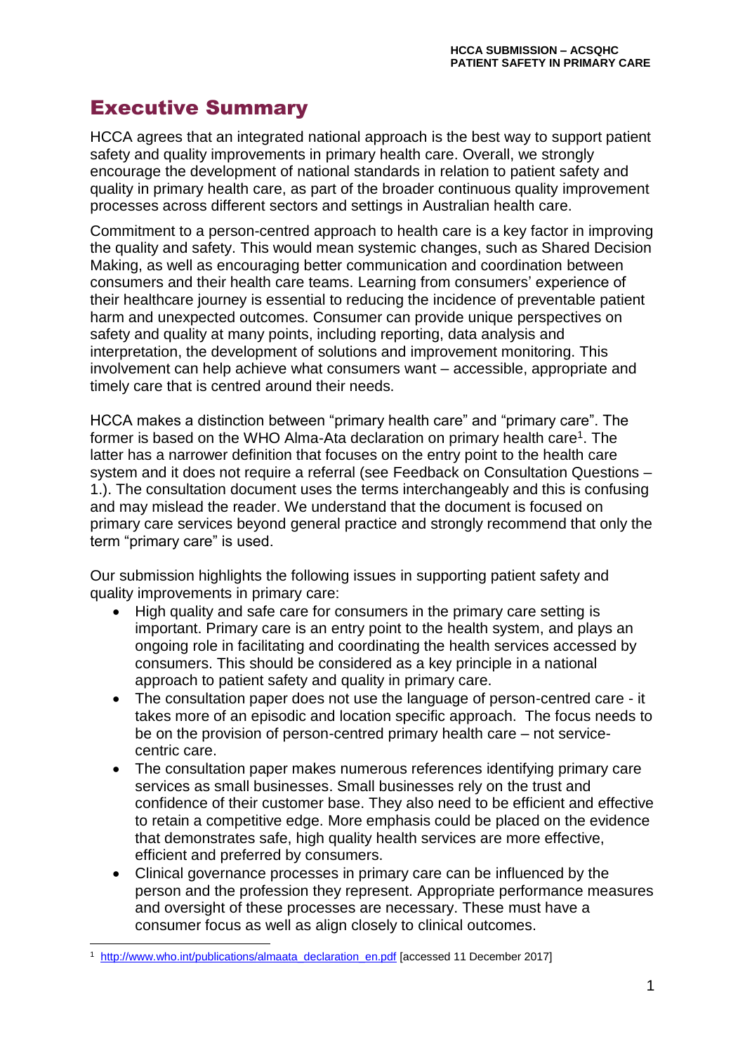# Executive Summary

HCCA agrees that an integrated national approach is the best way to support patient safety and quality improvements in primary health care. Overall, we strongly encourage the development of national standards in relation to patient safety and quality in primary health care, as part of the broader continuous quality improvement processes across different sectors and settings in Australian health care.

Commitment to a person-centred approach to health care is a key factor in improving the quality and safety. This would mean systemic changes, such as Shared Decision Making, as well as encouraging better communication and coordination between consumers and their health care teams. Learning from consumers' experience of their healthcare journey is essential to reducing the incidence of preventable patient harm and unexpected outcomes. Consumer can provide unique perspectives on safety and quality at many points, including reporting, data analysis and interpretation, the development of solutions and improvement monitoring. This involvement can help achieve what consumers want – accessible, appropriate and timely care that is centred around their needs.

HCCA makes a distinction between "primary health care" and "primary care". The former is based on the WHO Alma-Ata declaration on primary health care[1]. The latter has a narrower definition that focuses on the entry point to the health care system and it does not require a referral (see Feedback on Consultation Questions – 1.). The consultation document uses the terms interchangeably and this is confusing and may mislead the reader. We understand that the document is focused on primary care services beyond general practice and strongly recommend that only the term "primary care" is used.

Our submission highlights the following issues in supporting patient safety and quality improvements in primary care:

- High quality and safe care for consumers in the primary care setting is important. Primary care is an entry point to the health system, and plays an ongoing role in facilitating and coordinating the health services accessed by consumers. This should be considered as a key principle in a national approach to patient safety and quality in primary care.
- The consultation paper does not use the language of person-centred care - it takes more of an episodic and location specific approach. The focus needs to be on the provision of person-centred primary health care – not service-centric care.
- The consultation paper makes numerous references identifying primary care services as small businesses. Small businesses rely on the trust and confidence of their customer base. They also need to be efficient and effective to retain a competitive edge. More emphasis could be placed on the evidence that demonstrates safe, high quality health services are more effective, efficient and preferred by consumers.
- Clinical governance processes in primary care can be influenced by the person and the profession they represent. Appropriate performance measures and oversight of these processes are necessary. These must have a consumer focus as well as align closely to clinical outcomes.

[1] http://www.who.int/publications/almaata_declaration_en.pdf [accessed 11 December 2017]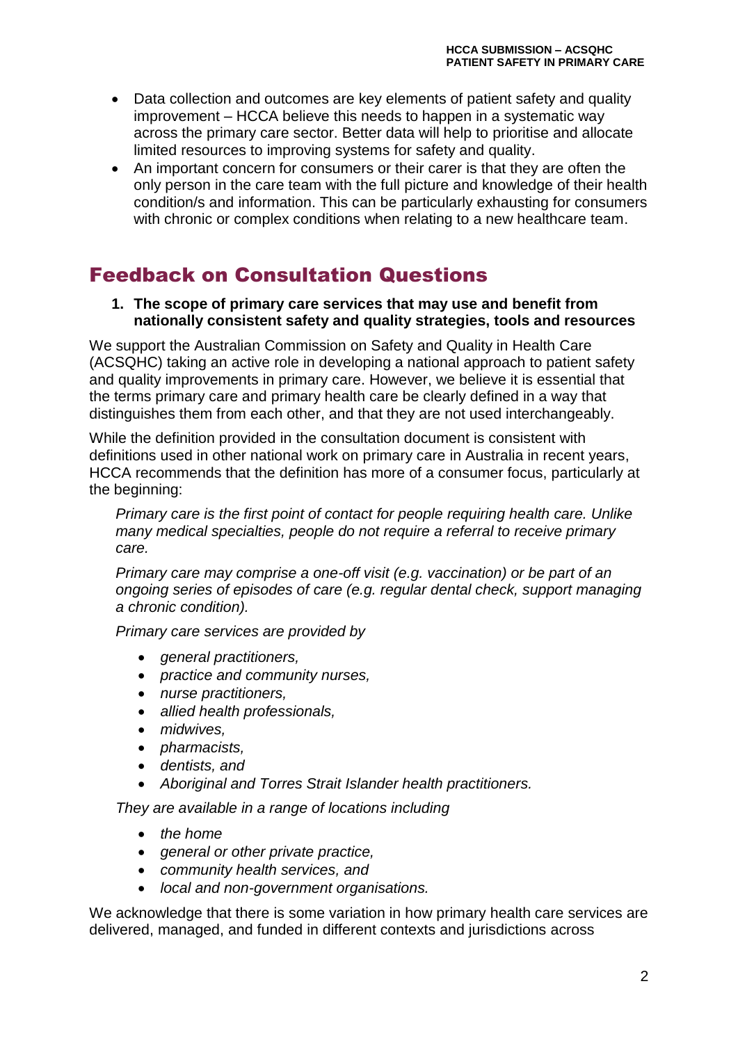- Data collection and outcomes are key elements of patient safety and quality improvement – HCCA believe this needs to happen in a systematic way across the primary care sector. Better data will help to prioritise and allocate limited resources to improving systems for safety and quality.
- An important concern for consumers or their carer is that they are often the only person in the care team with the full picture and knowledge of their health condition/s and information. This can be particularly exhausting for consumers with chronic or complex conditions when relating to a new healthcare team.

# Feedback on Consultation Questions

1. **The scope of primary care services that may use and benefit from nationally consistent safety and quality strategies, tools and resources**

We support the Australian Commission on Safety and Quality in Health Care (ACSQHC) taking an active role in developing a national approach to patient safety and quality improvements in primary care. However, we believe it is essential that the terms primary care and primary health care be clearly defined in a way that distinguishes them from each other, and that they are not used interchangeably.

While the definition provided in the consultation document is consistent with definitions used in other national work on primary care in Australia in recent years, HCCA recommends that the definition has more of a consumer focus, particularly at the beginning:

> *Primary care is the first point of contact for people requiring health care. Unlike many medical specialties, people do not require a referral to receive primary care.*
>
> *Primary care may comprise a one-off visit (e.g. vaccination) or be part of an ongoing series of episodes of care (e.g. regular dental check, support managing a chronic condition).*
>
> *Primary care services are provided by*
>
> - *general practitioners,*
> - *practice and community nurses,*
> - *nurse practitioners,*
> - *allied health professionals,*
> - *midwives,*
> - *pharmacists,*
> - *dentists, and*
> - *Aboriginal and Torres Strait Islander health practitioners.*
>
> *They are available in a range of locations including*
>
> - *the home*
> - *general or other private practice,*
> - *community health services, and*
> - *local and non-government organisations.*

We acknowledge that there is some variation in how primary health care services are delivered, managed, and funded in different contexts and jurisdictions across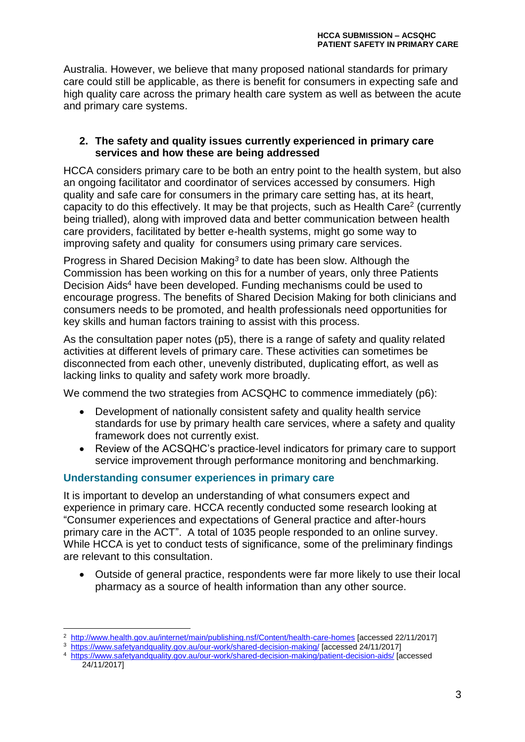Australia. However, we believe that many proposed national standards for primary care could still be applicable, as there is benefit for consumers in expecting safe and high quality care across the primary health care system as well as between the acute and primary care systems.

**2. The safety and quality issues currently experienced in primary care services and how these are being addressed**

HCCA considers primary care to be both an entry point to the health system, but also an ongoing facilitator and coordinator of services accessed by consumers. High quality and safe care for consumers in the primary care setting has, at its heart, capacity to do this effectively. It may be that projects, such as Health Care[2] (currently being trialled), along with improved data and better communication between health care providers, facilitated by better e-health systems, might go some way to improving safety and quality for consumers using primary care services.

Progress in Shared Decision Making[3] to date has been slow. Although the Commission has been working on this for a number of years, only three Patients Decision Aids[4] have been developed. Funding mechanisms could be used to encourage progress. The benefits of Shared Decision Making for both clinicians and consumers needs to be promoted, and health professionals need opportunities for key skills and human factors training to assist with this process.

As the consultation paper notes (p5), there is a range of safety and quality related activities at different levels of primary care. These activities can sometimes be disconnected from each other, unevenly distributed, duplicating effort, as well as lacking links to quality and safety work more broadly.

We commend the two strategies from ACSQHC to commence immediately (p6):

- Development of nationally consistent safety and quality health service standards for use by primary health care services, where a safety and quality framework does not currently exist.
- Review of the ACSQHC's practice-level indicators for primary care to support service improvement through performance monitoring and benchmarking.

### Understanding consumer experiences in primary care

It is important to develop an understanding of what consumers expect and experience in primary care. HCCA recently conducted some research looking at "Consumer experiences and expectations of General practice and after-hours primary care in the ACT". A total of 1035 people responded to an online survey. While HCCA is yet to conduct tests of significance, some of the preliminary findings are relevant to this consultation.

- Outside of general practice, respondents were far more likely to use their local pharmacy as a source of health information than any other source.

---

[2] http://www.health.gov.au/internet/main/publishing.nsf/Content/health-care-homes [accessed 22/11/2017]

[3] https://www.safetyandquality.gov.au/our-work/shared-decision-making/ [accessed 24/11/2017]

[4] https://www.safetyandquality.gov.au/our-work/shared-decision-making/patient-decision-aids/ [accessed 24/11/2017]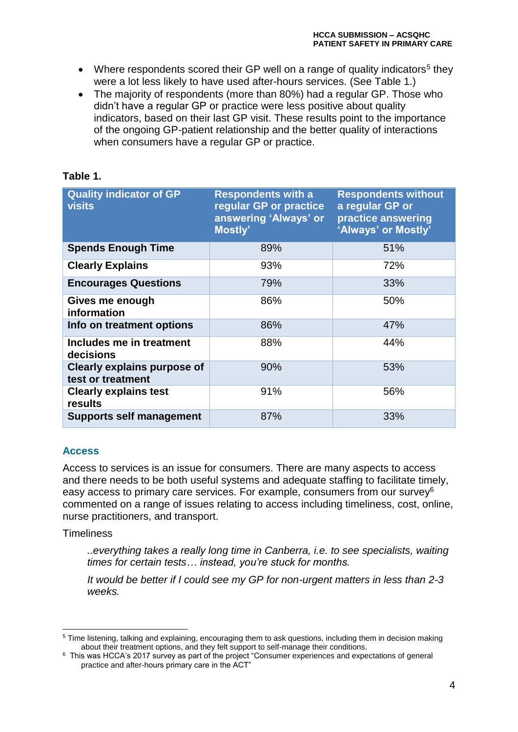- Where respondents scored their GP well on a range of quality indicators[5] they were a lot less likely to have used after-hours services. (See Table 1.)
- The majority of respondents (more than 80%) had a regular GP. Those who didn't have a regular GP or practice were less positive about quality indicators, based on their last GP visit. These results point to the importance of the ongoing GP-patient relationship and the better quality of interactions when consumers have a regular GP or practice.

**Table 1.**

| Quality indicator of GP visits | Respondents with a regular GP or practice answering 'Always' or Mostly' | Respondents without a regular GP or practice answering 'Always' or Mostly' |
|---|---|---|
| **Spends Enough Time** | 89% | 51% |
| **Clearly Explains** | 93% | 72% |
| **Encourages Questions** | 79% | 33% |
| **Gives me enough information** | 86% | 50% |
| **Info on treatment options** | 86% | 47% |
| **Includes me in treatment decisions** | 88% | 44% |
| **Clearly explains purpose of test or treatment** | 90% | 53% |
| **Clearly explains test results** | 91% | 56% |
| **Supports self management** | 87% | 33% |

## Access

Access to services is an issue for consumers. There are many aspects to access and there needs to be both useful systems and adequate staffing to facilitate timely, easy access to primary care services. For example, consumers from our survey[6] commented on a range of issues relating to access including timeliness, cost, online, nurse practitioners, and transport.

Timeliness

> *..everything takes a really long time in Canberra, i.e. to see specialists, waiting times for certain tests… instead, you're stuck for months.*
>
> *It would be better if I could see my GP for non-urgent matters in less than 2-3 weeks.*

---

[5] Time listening, talking and explaining, encouraging them to ask questions, including them in decision making about their treatment options, and they felt support to self-manage their conditions.

[6] This was HCCA's 2017 survey as part of the project "Consumer experiences and expectations of general practice and after-hours primary care in the ACT"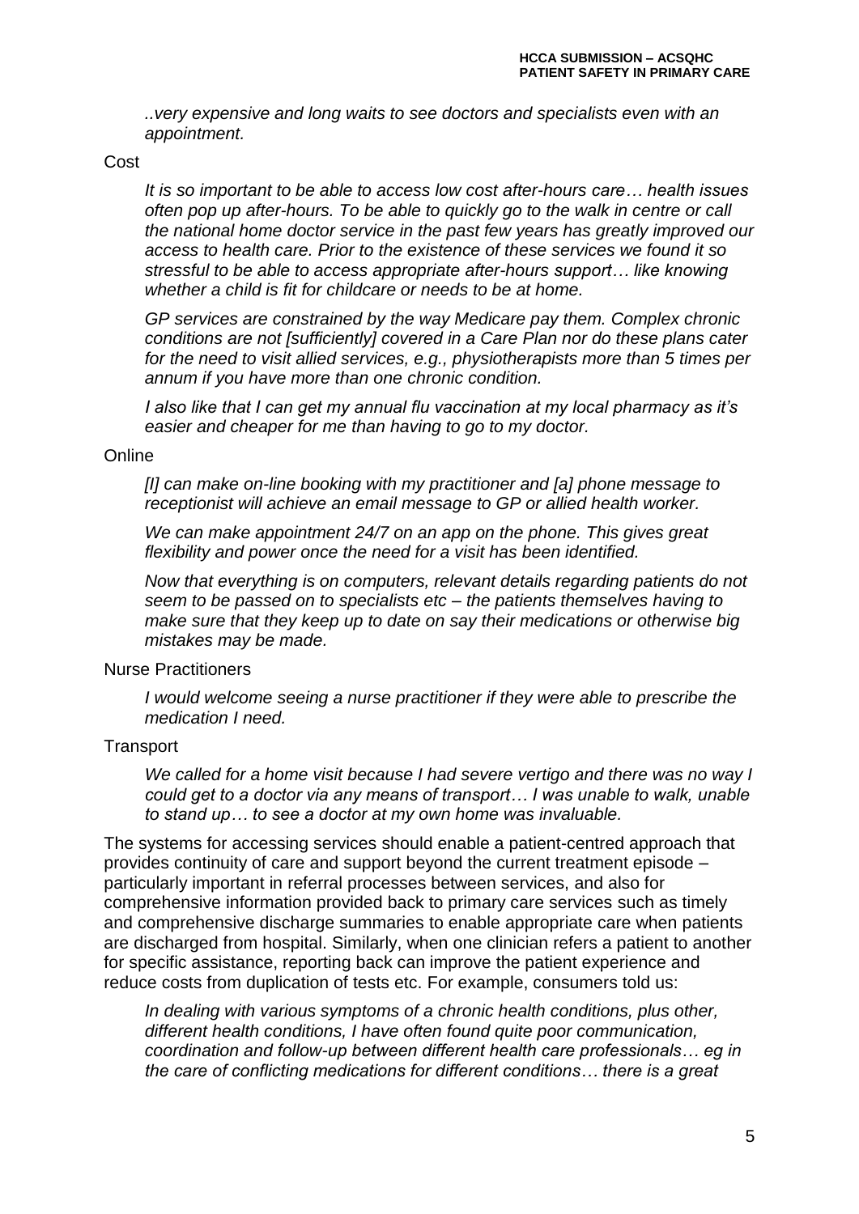*..very expensive and long waits to see doctors and specialists even with an appointment.*

Cost

> *It is so important to be able to access low cost after-hours care… health issues often pop up after-hours. To be able to quickly go to the walk in centre or call the national home doctor service in the past few years has greatly improved our access to health care. Prior to the existence of these services we found it so stressful to be able to access appropriate after-hours support… like knowing whether a child is fit for childcare or needs to be at home.*
>
> *GP services are constrained by the way Medicare pay them. Complex chronic conditions are not [sufficiently] covered in a Care Plan nor do these plans cater for the need to visit allied services, e.g., physiotherapists more than 5 times per annum if you have more than one chronic condition.*
>
> *I also like that I can get my annual flu vaccination at my local pharmacy as it's easier and cheaper for me than having to go to my doctor.*

Online

> *[I] can make on-line booking with my practitioner and [a] phone message to receptionist will achieve an email message to GP or allied health worker.*
>
> *We can make appointment 24/7 on an app on the phone. This gives great flexibility and power once the need for a visit has been identified.*
>
> *Now that everything is on computers, relevant details regarding patients do not seem to be passed on to specialists etc – the patients themselves having to make sure that they keep up to date on say their medications or otherwise big mistakes may be made.*

Nurse Practitioners

> *I would welcome seeing a nurse practitioner if they were able to prescribe the medication I need.*

Transport

> *We called for a home visit because I had severe vertigo and there was no way I could get to a doctor via any means of transport… I was unable to walk, unable to stand up… to see a doctor at my own home was invaluable.*

The systems for accessing services should enable a patient-centred approach that provides continuity of care and support beyond the current treatment episode – particularly important in referral processes between services, and also for comprehensive information provided back to primary care services such as timely and comprehensive discharge summaries to enable appropriate care when patients are discharged from hospital. Similarly, when one clinician refers a patient to another for specific assistance, reporting back can improve the patient experience and reduce costs from duplication of tests etc. For example, consumers told us:

> *In dealing with various symptoms of a chronic health conditions, plus other, different health conditions, I have often found quite poor communication, coordination and follow-up between different health care professionals… eg in the care of conflicting medications for different conditions… there is a great*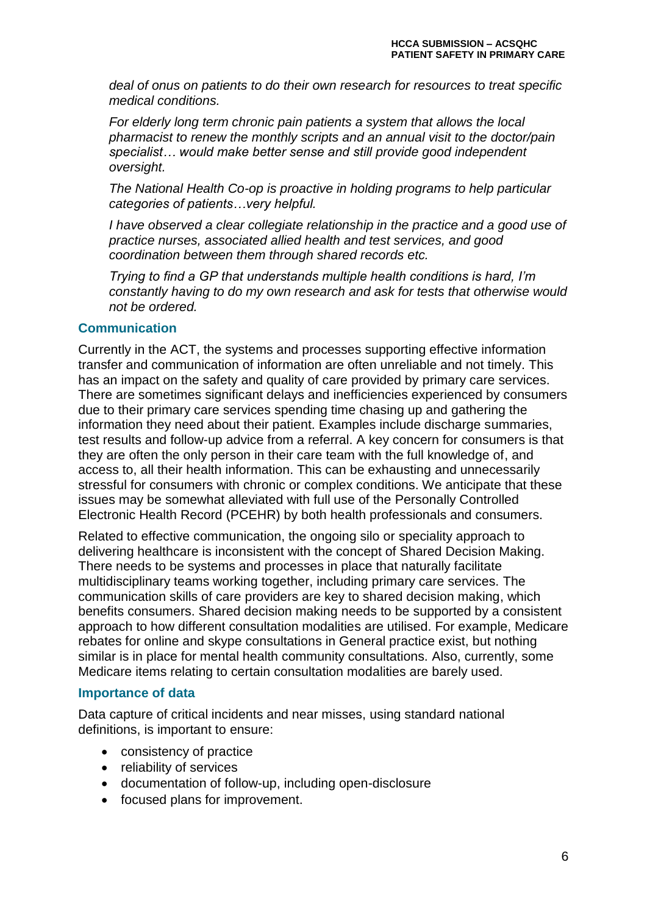*deal of onus on patients to do their own research for resources to treat specific medical conditions.*

*For elderly long term chronic pain patients a system that allows the local pharmacist to renew the monthly scripts and an annual visit to the doctor/pain specialist… would make better sense and still provide good independent oversight.*

*The National Health Co-op is proactive in holding programs to help particular categories of patients…very helpful.*

*I have observed a clear collegiate relationship in the practice and a good use of practice nurses, associated allied health and test services, and good coordination between them through shared records etc.*

*Trying to find a GP that understands multiple health conditions is hard, I'm constantly having to do my own research and ask for tests that otherwise would not be ordered.*

### Communication

Currently in the ACT, the systems and processes supporting effective information transfer and communication of information are often unreliable and not timely. This has an impact on the safety and quality of care provided by primary care services. There are sometimes significant delays and inefficiencies experienced by consumers due to their primary care services spending time chasing up and gathering the information they need about their patient. Examples include discharge summaries, test results and follow-up advice from a referral. A key concern for consumers is that they are often the only person in their care team with the full knowledge of, and access to, all their health information. This can be exhausting and unnecessarily stressful for consumers with chronic or complex conditions. We anticipate that these issues may be somewhat alleviated with full use of the Personally Controlled Electronic Health Record (PCEHR) by both health professionals and consumers.

Related to effective communication, the ongoing silo or speciality approach to delivering healthcare is inconsistent with the concept of Shared Decision Making. There needs to be systems and processes in place that naturally facilitate multidisciplinary teams working together, including primary care services. The communication skills of care providers are key to shared decision making, which benefits consumers. Shared decision making needs to be supported by a consistent approach to how different consultation modalities are utilised. For example, Medicare rebates for online and skype consultations in General practice exist, but nothing similar is in place for mental health community consultations. Also, currently, some Medicare items relating to certain consultation modalities are barely used.

### Importance of data

Data capture of critical incidents and near misses, using standard national definitions, is important to ensure:

- consistency of practice
- reliability of services
- documentation of follow-up, including open-disclosure
- focused plans for improvement.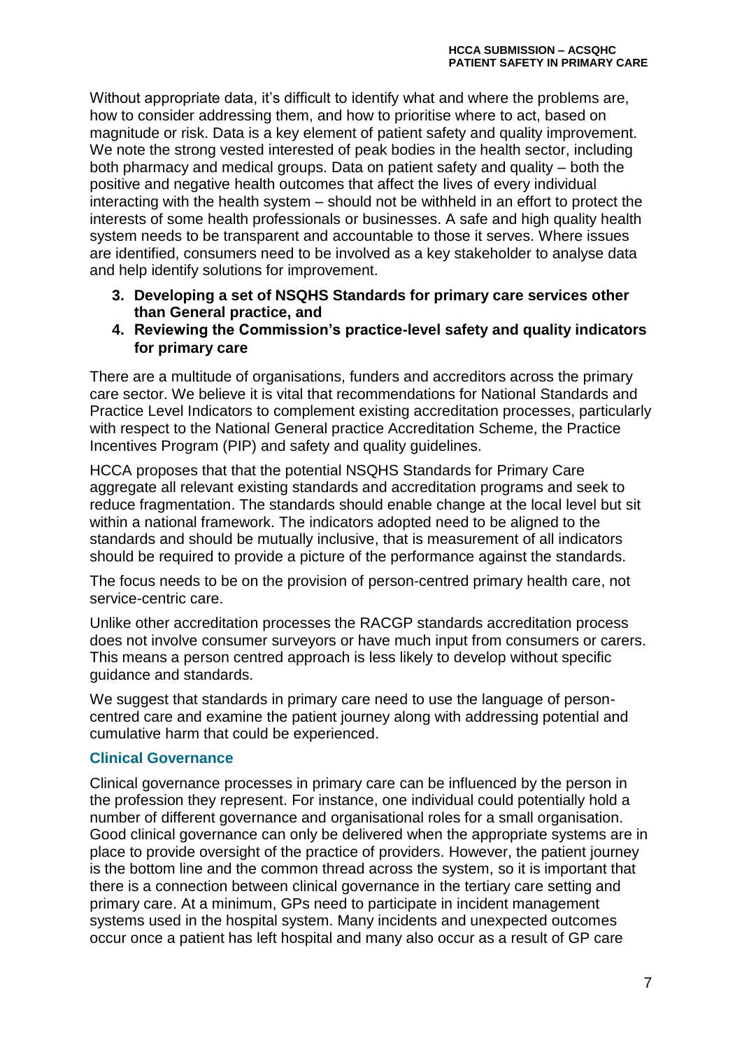Without appropriate data, it's difficult to identify what and where the problems are, how to consider addressing them, and how to prioritise where to act, based on magnitude or risk. Data is a key element of patient safety and quality improvement. We note the strong vested interested of peak bodies in the health sector, including both pharmacy and medical groups. Data on patient safety and quality – both the positive and negative health outcomes that affect the lives of every individual interacting with the health system – should not be withheld in an effort to protect the interests of some health professionals or businesses. A safe and high quality health system needs to be transparent and accountable to those it serves. Where issues are identified, consumers need to be involved as a key stakeholder to analyse data and help identify solutions for improvement.

3. **Developing a set of NSQHS Standards for primary care services other than General practice, and**
4. **Reviewing the Commission's practice-level safety and quality indicators for primary care**

There are a multitude of organisations, funders and accreditors across the primary care sector. We believe it is vital that recommendations for National Standards and Practice Level Indicators to complement existing accreditation processes, particularly with respect to the National General practice Accreditation Scheme, the Practice Incentives Program (PIP) and safety and quality guidelines.

HCCA proposes that that the potential NSQHS Standards for Primary Care aggregate all relevant existing standards and accreditation programs and seek to reduce fragmentation. The standards should enable change at the local level but sit within a national framework. The indicators adopted need to be aligned to the standards and should be mutually inclusive, that is measurement of all indicators should be required to provide a picture of the performance against the standards.

The focus needs to be on the provision of person-centred primary health care, not service-centric care.

Unlike other accreditation processes the RACGP standards accreditation process does not involve consumer surveyors or have much input from consumers or carers. This means a person centred approach is less likely to develop without specific guidance and standards.

We suggest that standards in primary care need to use the language of person-centred care and examine the patient journey along with addressing potential and cumulative harm that could be experienced.

### Clinical Governance

Clinical governance processes in primary care can be influenced by the person in the profession they represent. For instance, one individual could potentially hold a number of different governance and organisational roles for a small organisation. Good clinical governance can only be delivered when the appropriate systems are in place to provide oversight of the practice of providers. However, the patient journey is the bottom line and the common thread across the system, so it is important that there is a connection between clinical governance in the tertiary care setting and primary care. At a minimum, GPs need to participate in incident management systems used in the hospital system. Many incidents and unexpected outcomes occur once a patient has left hospital and many also occur as a result of GP care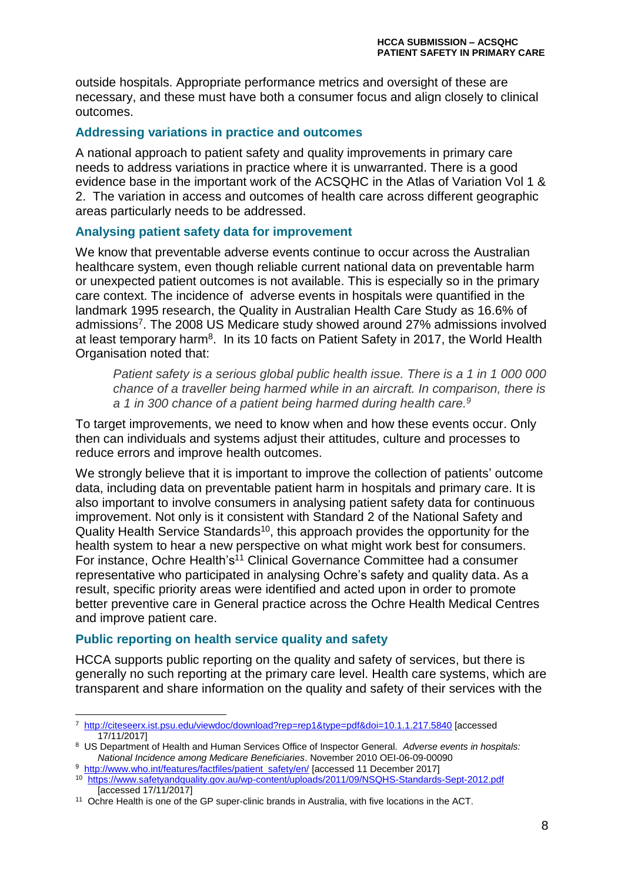outside hospitals. Appropriate performance metrics and oversight of these are necessary, and these must have both a consumer focus and align closely to clinical outcomes.

### Addressing variations in practice and outcomes

A national approach to patient safety and quality improvements in primary care needs to address variations in practice where it is unwarranted. There is a good evidence base in the important work of the ACSQHC in the Atlas of Variation Vol 1 & 2. The variation in access and outcomes of health care across different geographic areas particularly needs to be addressed.

### Analysing patient safety data for improvement

We know that preventable adverse events continue to occur across the Australian healthcare system, even though reliable current national data on preventable harm or unexpected patient outcomes is not available. This is especially so in the primary care context. The incidence of adverse events in hospitals were quantified in the landmark 1995 research, the Quality in Australian Health Care Study as 16.6% of admissions[7]. The 2008 US Medicare study showed around 27% admissions involved at least temporary harm[8]. In its 10 facts on Patient Safety in 2017, the World Health Organisation noted that:

> *Patient safety is a serious global public health issue. There is a 1 in 1 000 000 chance of a traveller being harmed while in an aircraft. In comparison, there is a 1 in 300 chance of a patient being harmed during health care.[9]*

To target improvements, we need to know when and how these events occur. Only then can individuals and systems adjust their attitudes, culture and processes to reduce errors and improve health outcomes.

We strongly believe that it is important to improve the collection of patients' outcome data, including data on preventable patient harm in hospitals and primary care. It is also important to involve consumers in analysing patient safety data for continuous improvement. Not only is it consistent with Standard 2 of the National Safety and Quality Health Service Standards[10], this approach provides the opportunity for the health system to hear a new perspective on what might work best for consumers. For instance, Ochre Health's[11] Clinical Governance Committee had a consumer representative who participated in analysing Ochre's safety and quality data. As a result, specific priority areas were identified and acted upon in order to promote better preventive care in General practice across the Ochre Health Medical Centres and improve patient care.

### Public reporting on health service quality and safety

HCCA supports public reporting on the quality and safety of services, but there is generally no such reporting at the primary care level. Health care systems, which are transparent and share information on the quality and safety of their services with the

---

[7] http://citeseerx.ist.psu.edu/viewdoc/download?rep=rep1&type=pdf&doi=10.1.1.217.5840 [accessed 17/11/2017]

[8] US Department of Health and Human Services Office of Inspector General. *Adverse events in hospitals: National Incidence among Medicare Beneficiaries*. November 2010 OEI-06-09-00090

[9] http://www.who.int/features/factfiles/patient_safety/en/ [accessed 11 December 2017]

[10] https://www.safetyandquality.gov.au/wp-content/uploads/2011/09/NSQHS-Standards-Sept-2012.pdf [accessed 17/11/2017]

[11] Ochre Health is one of the GP super-clinic brands in Australia, with five locations in the ACT.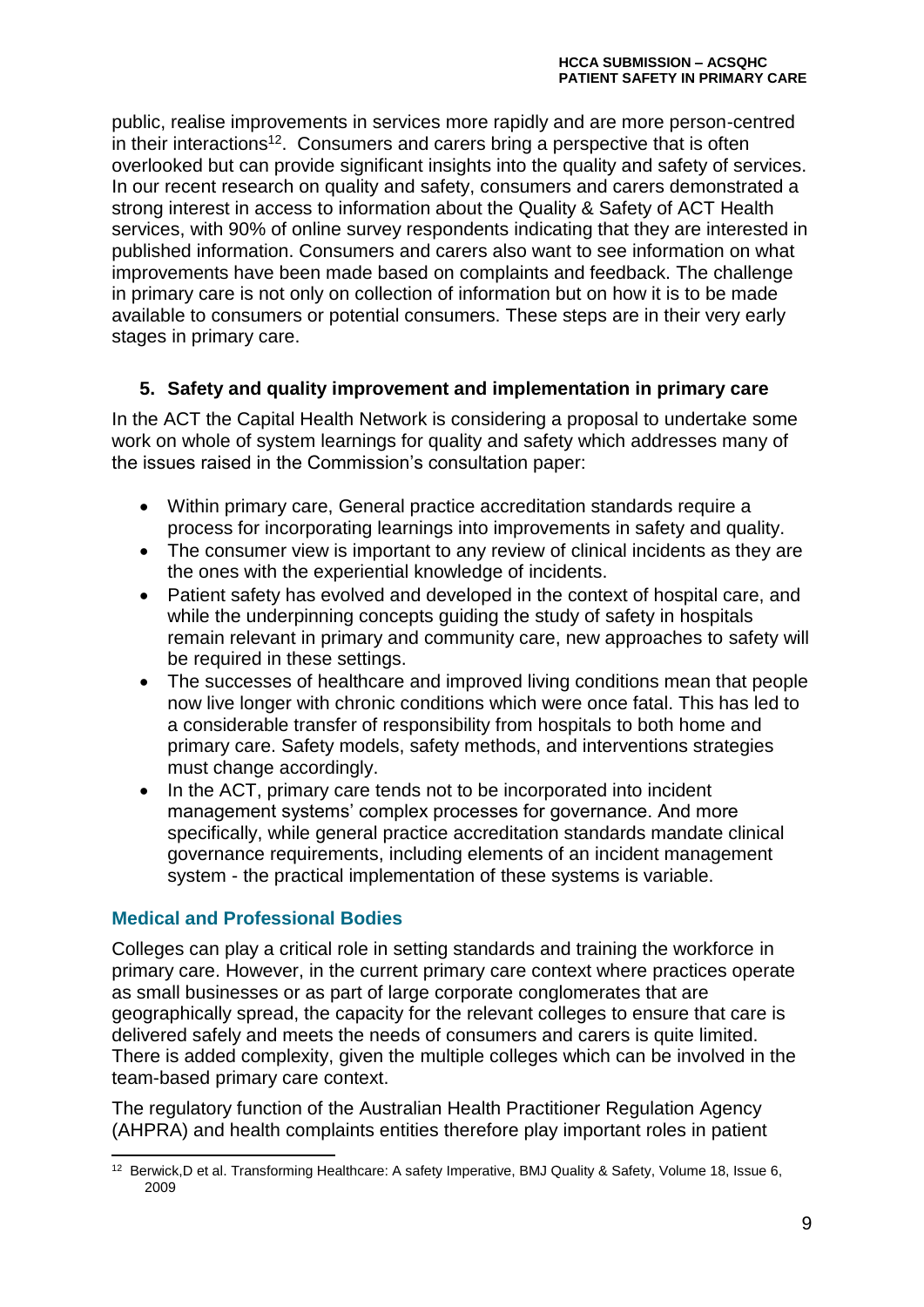public, realise improvements in services more rapidly and are more person-centred in their interactions[12]. Consumers and carers bring a perspective that is often overlooked but can provide significant insights into the quality and safety of services. In our recent research on quality and safety, consumers and carers demonstrated a strong interest in access to information about the Quality & Safety of ACT Health services, with 90% of online survey respondents indicating that they are interested in published information. Consumers and carers also want to see information on what improvements have been made based on complaints and feedback. The challenge in primary care is not only on collection of information but on how it is to be made available to consumers or potential consumers. These steps are in their very early stages in primary care.

### 5. Safety and quality improvement and implementation in primary care

In the ACT the Capital Health Network is considering a proposal to undertake some work on whole of system learnings for quality and safety which addresses many of the issues raised in the Commission's consultation paper:

- Within primary care, General practice accreditation standards require a process for incorporating learnings into improvements in safety and quality.
- The consumer view is important to any review of clinical incidents as they are the ones with the experiential knowledge of incidents.
- Patient safety has evolved and developed in the context of hospital care, and while the underpinning concepts guiding the study of safety in hospitals remain relevant in primary and community care, new approaches to safety will be required in these settings.
- The successes of healthcare and improved living conditions mean that people now live longer with chronic conditions which were once fatal. This has led to a considerable transfer of responsibility from hospitals to both home and primary care. Safety models, safety methods, and interventions strategies must change accordingly.
- In the ACT, primary care tends not to be incorporated into incident management systems' complex processes for governance. And more specifically, while general practice accreditation standards mandate clinical governance requirements, including elements of an incident management system - the practical implementation of these systems is variable.

### Medical and Professional Bodies

Colleges can play a critical role in setting standards and training the workforce in primary care. However, in the current primary care context where practices operate as small businesses or as part of large corporate conglomerates that are geographically spread, the capacity for the relevant colleges to ensure that care is delivered safely and meets the needs of consumers and carers is quite limited. There is added complexity, given the multiple colleges which can be involved in the team-based primary care context.

The regulatory function of the Australian Health Practitioner Regulation Agency (AHPRA) and health complaints entities therefore play important roles in patient

[12] Berwick,D et al. Transforming Healthcare: A safety Imperative, BMJ Quality & Safety, Volume 18, Issue 6, 2009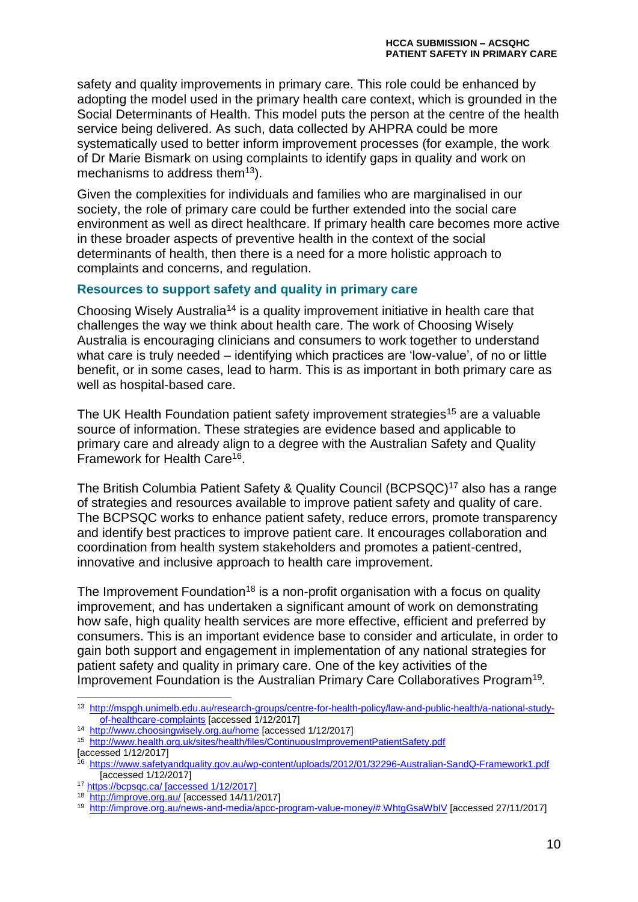safety and quality improvements in primary care. This role could be enhanced by adopting the model used in the primary health care context, which is grounded in the Social Determinants of Health. This model puts the person at the centre of the health service being delivered. As such, data collected by AHPRA could be more systematically used to better inform improvement processes (for example, the work of Dr Marie Bismark on using complaints to identify gaps in quality and work on mechanisms to address them[13]).

Given the complexities for individuals and families who are marginalised in our society, the role of primary care could be further extended into the social care environment as well as direct healthcare. If primary health care becomes more active in these broader aspects of preventive health in the context of the social determinants of health, then there is a need for a more holistic approach to complaints and concerns, and regulation.

### Resources to support safety and quality in primary care

Choosing Wisely Australia[14] is a quality improvement initiative in health care that challenges the way we think about health care. The work of Choosing Wisely Australia is encouraging clinicians and consumers to work together to understand what care is truly needed – identifying which practices are 'low-value', of no or little benefit, or in some cases, lead to harm. This is as important in both primary care as well as hospital-based care.

The UK Health Foundation patient safety improvement strategies[15] are a valuable source of information. These strategies are evidence based and applicable to primary care and already align to a degree with the Australian Safety and Quality Framework for Health Care[16].

The British Columbia Patient Safety & Quality Council (BCPSQC)[17] also has a range of strategies and resources available to improve patient safety and quality of care. The BCPSQC works to enhance patient safety, reduce errors, promote transparency and identify best practices to improve patient care. It encourages collaboration and coordination from health system stakeholders and promotes a patient-centred, innovative and inclusive approach to health care improvement.

The Improvement Foundation[18] is a non-profit organisation with a focus on quality improvement, and has undertaken a significant amount of work on demonstrating how safe, high quality health services are more effective, efficient and preferred by consumers. This is an important evidence base to consider and articulate, in order to gain both support and engagement in implementation of any national strategies for patient safety and quality in primary care. One of the key activities of the Improvement Foundation is the Australian Primary Care Collaboratives Program[19].

---

[13] http://mspgh.unimelb.edu.au/research-groups/centre-for-health-policy/law-and-public-health/a-national-study-of-healthcare-complaints [accessed 1/12/2017]

[14] http://www.choosingwisely.org.au/home [accessed 1/12/2017]

[15] http://www.health.org.uk/sites/health/files/ContinuousImprovementPatientSafety.pdf [accessed 1/12/2017]

[16] https://www.safetyandquality.gov.au/wp-content/uploads/2012/01/32296-Australian-SandQ-Framework1.pdf [accessed 1/12/2017]

[17] https://bcpsqc.ca/ [accessed 1/12/2017]

[18] http://improve.org.au/ [accessed 14/11/2017]

[19] http://improve.org.au/news-and-media/apcc-program-value-money/#.WhtgGsaWbIV [accessed 27/11/2017]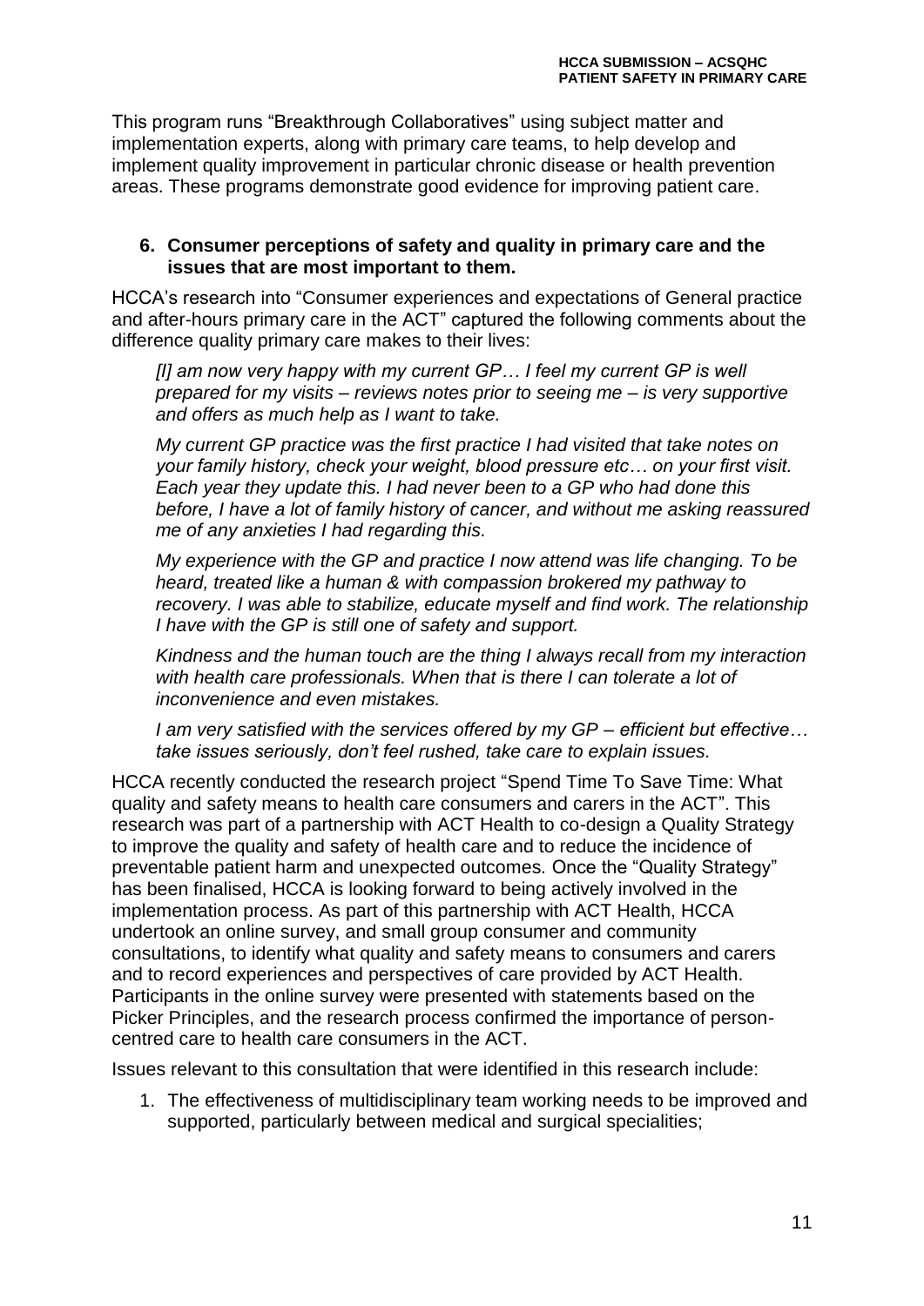This program runs "Breakthrough Collaboratives" using subject matter and implementation experts, along with primary care teams, to help develop and implement quality improvement in particular chronic disease or health prevention areas. These programs demonstrate good evidence for improving patient care.

## 6. Consumer perceptions of safety and quality in primary care and the issues that are most important to them.

HCCA's research into "Consumer experiences and expectations of General practice and after-hours primary care in the ACT" captured the following comments about the difference quality primary care makes to their lives:

> *[I] am now very happy with my current GP… I feel my current GP is well prepared for my visits – reviews notes prior to seeing me – is very supportive and offers as much help as I want to take.*
>
> *My current GP practice was the first practice I had visited that take notes on your family history, check your weight, blood pressure etc… on your first visit. Each year they update this. I had never been to a GP who had done this before, I have a lot of family history of cancer, and without me asking reassured me of any anxieties I had regarding this.*
>
> *My experience with the GP and practice I now attend was life changing. To be heard, treated like a human & with compassion brokered my pathway to recovery. I was able to stabilize, educate myself and find work. The relationship I have with the GP is still one of safety and support.*
>
> *Kindness and the human touch are the thing I always recall from my interaction with health care professionals. When that is there I can tolerate a lot of inconvenience and even mistakes.*
>
> *I am very satisfied with the services offered by my GP – efficient but effective… take issues seriously, don't feel rushed, take care to explain issues.*

HCCA recently conducted the research project "Spend Time To Save Time: What quality and safety means to health care consumers and carers in the ACT". This research was part of a partnership with ACT Health to co-design a Quality Strategy to improve the quality and safety of health care and to reduce the incidence of preventable patient harm and unexpected outcomes. Once the "Quality Strategy" has been finalised, HCCA is looking forward to being actively involved in the implementation process. As part of this partnership with ACT Health, HCCA undertook an online survey, and small group consumer and community consultations, to identify what quality and safety means to consumers and carers and to record experiences and perspectives of care provided by ACT Health. Participants in the online survey were presented with statements based on the Picker Principles, and the research process confirmed the importance of person-centred care to health care consumers in the ACT.

Issues relevant to this consultation that were identified in this research include:

1. The effectiveness of multidisciplinary team working needs to be improved and supported, particularly between medical and surgical specialities;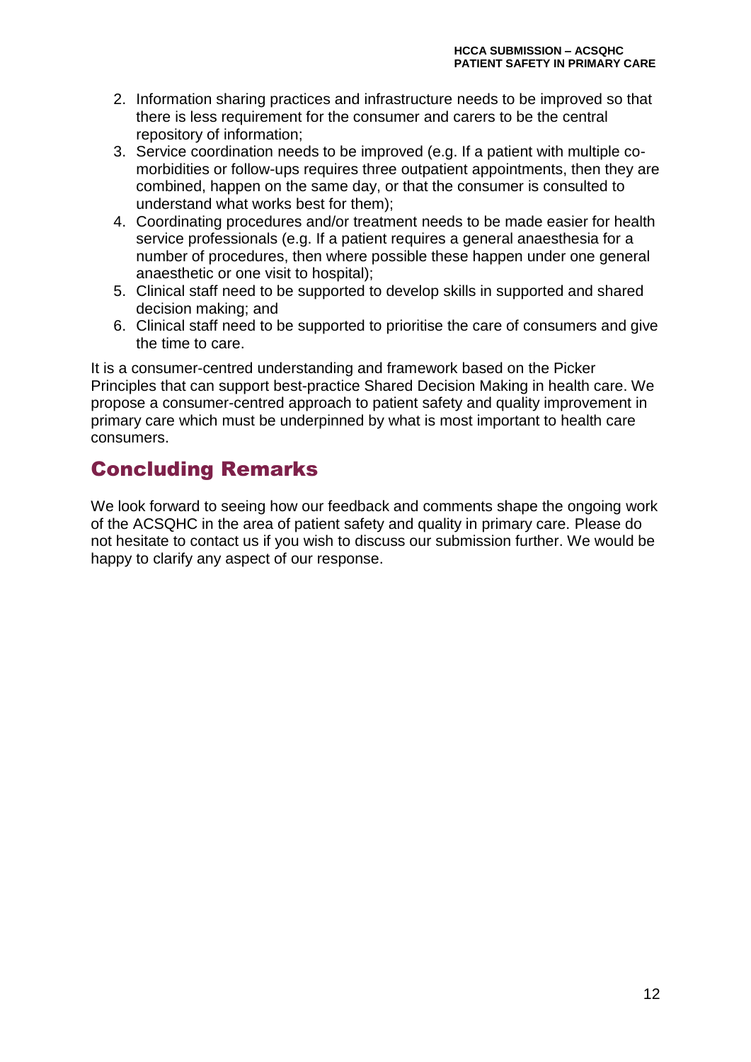2. Information sharing practices and infrastructure needs to be improved so that there is less requirement for the consumer and carers to be the central repository of information;
3. Service coordination needs to be improved (e.g. If a patient with multiple co-morbidities or follow-ups requires three outpatient appointments, then they are combined, happen on the same day, or that the consumer is consulted to understand what works best for them);
4. Coordinating procedures and/or treatment needs to be made easier for health service professionals (e.g. If a patient requires a general anaesthesia for a number of procedures, then where possible these happen under one general anaesthetic or one visit to hospital);
5. Clinical staff need to be supported to develop skills in supported and shared decision making; and
6. Clinical staff need to be supported to prioritise the care of consumers and give the time to care.

It is a consumer-centred understanding and framework based on the Picker Principles that can support best-practice Shared Decision Making in health care. We propose a consumer-centred approach to patient safety and quality improvement in primary care which must be underpinned by what is most important to health care consumers.

## Concluding Remarks

We look forward to seeing how our feedback and comments shape the ongoing work of the ACSQHC in the area of patient safety and quality in primary care. Please do not hesitate to contact us if you wish to discuss our submission further. We would be happy to clarify any aspect of our response.